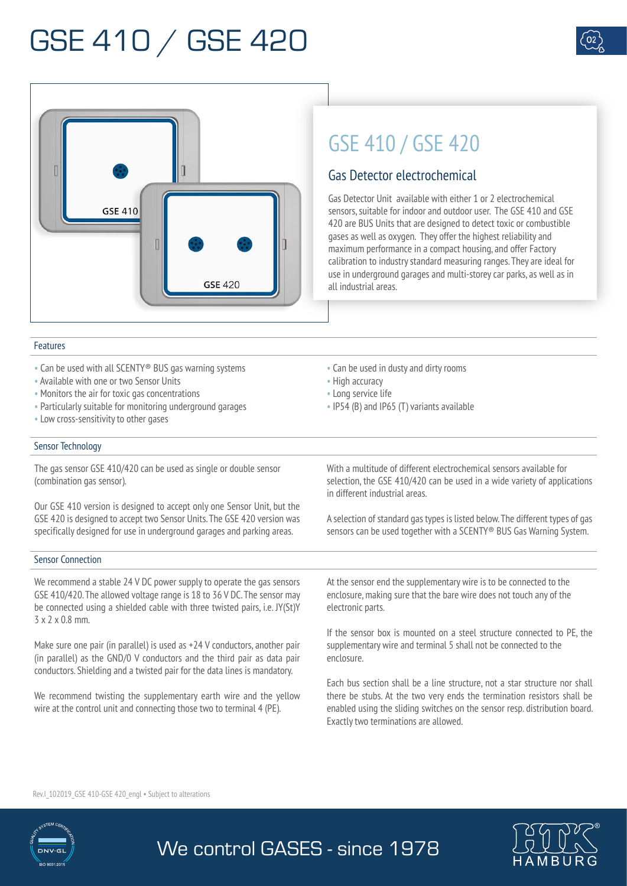# GSE 410 / GSE 420

## GSE 410 / GSE 420

### Gas Detector electrochemical

Gas Detector Unit available with either 1 or 2 electrochemical sensors, suitable for indoor and outdoor user. The GSE 410 and GSE 420 are BUS Units that are designed to detect toxic or combustible gases as well as oxygen. They offer the highest reliability and maximum performance in a compact housing, and offer Factory calibration to industry standard measuring ranges. They are ideal for use in underground garages and multi-storey car parks, as well as in all industrial areas.

### Features

- Can be used with all SCENTY® BUS gas warning systems
- Available with one or two Sensor Units
- Monitors the air for toxic gas concentrations
- Particularly suitable for monitoring underground garages
- Low cross-sensitivity to other gases
- Can be used in dusty and dirty rooms
- High accuracy
- Long service life
- IP54 (B) and IP65 (T) variants available

### Sensor Technology

The gas sensor GSE 410/420 can be used as single or double sensor (combination gas sensor).

Our GSE 410 version is designed to accept only one Sensor Unit, but the GSE 420 is designed to accept two Sensor Units. The GSE 420 version was specifically designed for use in underground garages and parking areas.

With a multitude of different electrochemical sensors available for selection, the GSE 410/420 can be used in a wide variety of applications in different industrial areas.

A selection of standard gas types is listed below. The different types of gas sensors can be used together with a SCENTY® BUS Gas Warning System.

### Sensor Connection

We recommend a stable 24 V DC power supply to operate the gas sensors GSE 410/420. The allowed voltage range is 18 to 36 V DC. The sensor may be connected using a shielded cable with three twisted pairs, i.e. JY(St)Y 3 x 2 x 0.8 mm.

Make sure one pair (in parallel) is used as +24 V conductors, another pair (in parallel) as the GND/0 V conductors and the third pair as data pair conductors. Shielding and a twisted pair for the data lines is mandatory.

We recommend twisting the supplementary earth wire and the yellow wire at the control unit and connecting those two to terminal 4 (PE).

At the sensor end the supplementary wire is to be connected to the enclosure, making sure that the bare wire does not touch any of the electronic parts.

If the sensor box is mounted on a steel structure connected to PE, the supplementary wire and terminal 5 shall not be connected to the enclosure.

Each bus section shall be a line structure, not a star structure nor shall there be stubs. At the two very ends the termination resistors shall be enabled using the sliding switches on the sensor resp. distribution board. Exactly two terminations are allowed.

Rev.I_102019_GSE 410-GSE 420_engl • Subject to alterations

We control GASES - since 1978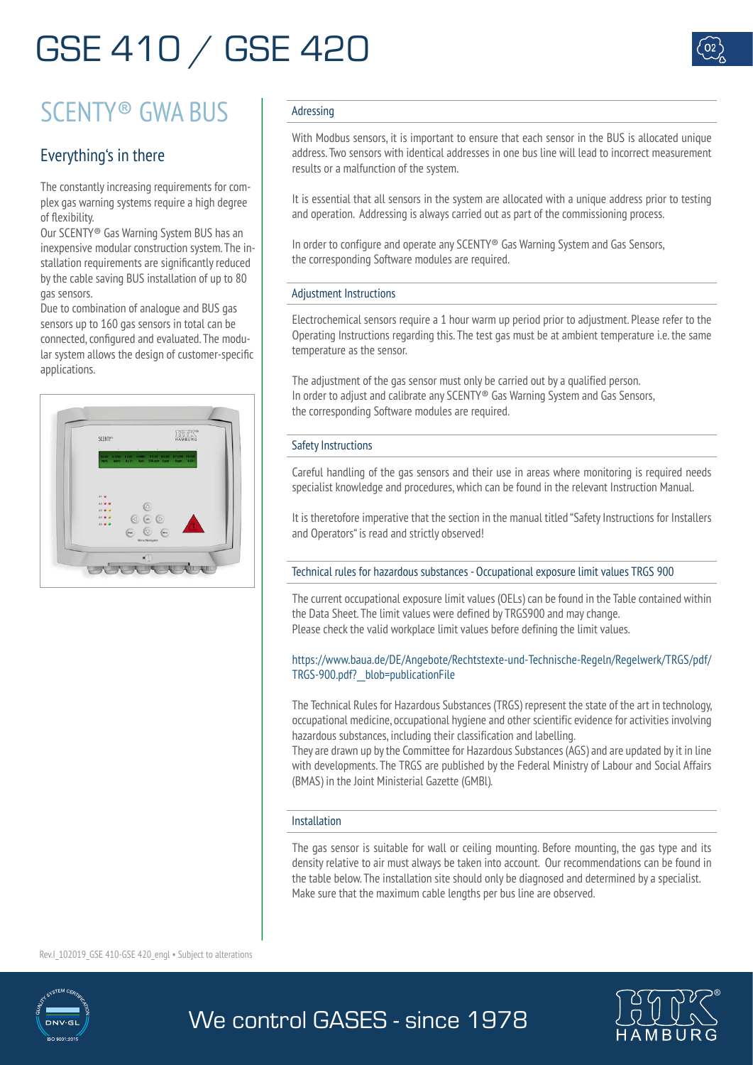# GSE 410 / GSE 420

## SCENTY® GWA BUS

### Everything's in there

The constantly increasing requirements for complex gas warning systems require a high degree of flexibility.
Our SCENTY® Gas Warning System BUS has an inexpensive modular construction system. The installation requirements are significantly reduced by the cable saving BUS installation of up to 80 gas sensors.
Due to combination of analogue and BUS gas sensors up to 160 gas sensors in total can be connected, configured and evaluated. The modular system allows the design of customer-specific applications.

### Adressing

With Modbus sensors, it is important to ensure that each sensor in the BUS is allocated unique address. Two sensors with identical addresses in one bus line will lead to incorrect measurement results or a malfunction of the system.

It is essential that all sensors in the system are allocated with a unique address prior to testing and operation. Addressing is always carried out as part of the commissioning process.

In order to configure and operate any SCENTY® Gas Warning System and Gas Sensors, the corresponding Software modules are required.

### Adjustment Instructions

Electrochemical sensors require a 1 hour warm up period prior to adjustment. Please refer to the Operating Instructions regarding this. The test gas must be at ambient temperature i.e. the same temperature as the sensor.

The adjustment of the gas sensor must only be carried out by a qualified person.
In order to adjust and calibrate any SCENTY® Gas Warning System and Gas Sensors, the corresponding Software modules are required.

### Safety Instructions

Careful handling of the gas sensors and their use in areas where monitoring is required needs specialist knowledge and procedures, which can be found in the relevant Instruction Manual.

It is theretofore imperative that the section in the manual titled "Safety Instructions for Installers and Operators" is read and strictly observed!

### Technical rules for hazardous substances - Occupational exposure limit values TRGS 900

The current occupational exposure limit values (OELs) can be found in the Table contained within the Data Sheet. The limit values were defined by TRGS900 and may change.
Please check the valid workplace limit values before defining the limit values.

https://www.baua.de/DE/Angebote/Rechtstexte-und-Technische-Regeln/Regelwerk/TRGS/pdf/TRGS-900.pdf?__blob=publicationFile

The Technical Rules for Hazardous Substances (TRGS) represent the state of the art in technology, occupational medicine, occupational hygiene and other scientific evidence for activities involving hazardous substances, including their classification and labelling.
They are drawn up by the Committee for Hazardous Substances (AGS) and are updated by it in line with developments. The TRGS are published by the Federal Ministry of Labour and Social Affairs (BMAS) in the Joint Ministerial Gazette (GMBl).

### Installation

The gas sensor is suitable for wall or ceiling mounting. Before mounting, the gas type and its density relative to air must always be taken into account. Our recommendations can be found in the table below. The installation site should only be diagnosed and determined by a specialist. Make sure that the maximum cable lengths per bus line are observed.

Rev.I_102019_GSE 410-GSE 420_engl • Subject to alterations

We control GASES - since 1978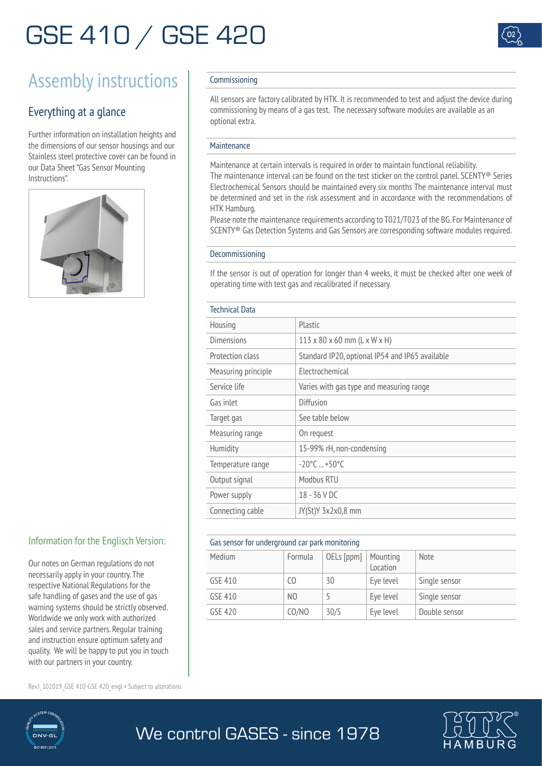# GSE 410 / GSE 420

## Assembly instructions

### Everything at a glance

Further information on installation heights and the dimensions of our sensor housings and our Stainless steel protective cover can be found in our Data Sheet "Gas Sensor Mounting Instructions".

### Information for the Englisch Version:

Our notes on German regulations do not necessarily apply in your country. The respective National Regulations for the safe handling of gases and the use of gas warning systems should be strictly observed. Worldwide we only work with authorized sales and service partners. Regular training and instruction ensure optimum safety and quality. We will be happy to put you in touch with our partners in your country.

Rev.I_102019_GSE 410-GSE 420_engl • Subject to alterations

#### Commissioning

All sensors are factory calibrated by HTK. It is recommended to test and adjust the device during commissioning by means of a gas test. The necessary software modules are available as an optional extra.

#### Maintenance

Maintenance at certain intervals is required in order to maintain functional reliability.
The maintenance interval can be found on the test sticker on the control panel. SCENTY® Series Electrochemical Sensors should be maintained every six months The maintenance interval must be determined and set in the risk assessment and in accordance with the recommendations of HTK Hamburg.
Please note the maintenance requirements according to T021/T023 of the BG. For Maintenance of SCENTY® Gas Detection Systems and Gas Sensors are corresponding software modules required.

#### Decommissioning

If the sensor is out of operation for longer than 4 weeks, it must be checked after one week of operating time with test gas and recalibrated if necessary.

#### Technical Data

| | |
|---|---|
| Housing | Plastic |
| Dimensions | 113 x 80 x 60 mm (L x W x H) |
| Protection class | Standard IP20, optional IP54 and IP65 available |
| Measuring principle | Electrochemical |
| Service life | Varies with gas type and measuring range |
| Gas inlet | Diffusion |
| Target gas | See table below |
| Measuring range | On request |
| Humidity | 15-99% rH, non-condensing |
| Temperature range | -20°C ... +50°C |
| Output signal | Modbus RTU |
| Power supply | 18 - 36 V DC |
| Connecting cable | JY(St)Y 3x2x0,8 mm |

#### Gas sensor for underground car park monitoring

| Medium | Formula | OELs [ppm] | Mounting Location | Note |
|---|---|---|---|---|
| GSE 410 | CO | 30 | Eye level | Single sensor |
| GSE 410 | NO | 5 | Eye level | Single sensor |
| GSE 420 | CO/NO | 30/5 | Eye level | Double sensor |

We control GASES - since 1978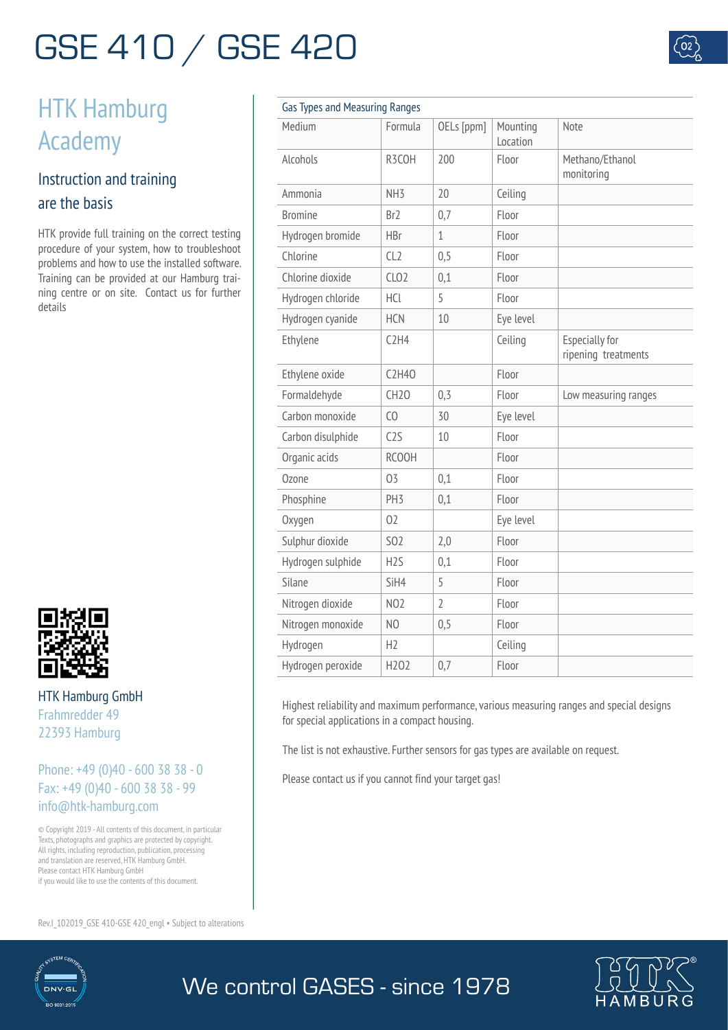# GSE 410 / GSE 420

## HTK Hamburg Academy

### Instruction and training are the basis

HTK provide full training on the correct testing procedure of your system, how to troubleshoot problems and how to use the installed software. Training can be provided at our Hamburg training centre or on site. Contact us for further details

**HTK Hamburg GmbH**
Frahmredder 49
22393 Hamburg

Phone: +49 (0)40 - 600 38 38 - 0
Fax: +49 (0)40 - 600 38 38 - 99
info@htk-hamburg.com

© Copyright 2019 - All contents of this document, in particular Texts, photographs and graphics are protected by copyright. All rights, including reproduction, publication, processing and translation are reserved, HTK Hamburg GmbH. Please contact HTK Hamburg GmbH if you would like to use the contents of this document.

Rev.I_102019_GSE 410-GSE 420_engl • Subject to alterations

Gas Types and Measuring Ranges

| Medium | Formula | OELs [ppm] | Mounting Location | Note |
|---|---|---|---|---|
| Alcohols | $R_3COH$ | 200 | Floor | Methano/Ethanol monitoring |
| Ammonia | $NH_3$ | 20 | Ceiling | |
| Bromine | $Br_2$ | 0,7 | Floor | |
| Hydrogen bromide | $HBr$ | 1 | Floor | |
| Chlorine | $CL_2$ | 0,5 | Floor | |
| Chlorine dioxide | $CLO_2$ | 0,1 | Floor | |
| Hydrogen chloride | $HCl$ | 5 | Floor | |
| Hydrogen cyanide | $HCN$ | 10 | Eye level | |
| Ethylene | $C_2H_4$ | | Ceiling | Especially for ripening treatments |
| Ethylene oxide | $C_2H_4O$ | | Floor | |
| Formaldehyde | $CH_2O$ | 0,3 | Floor | Low measuring ranges |
| Carbon monoxide | $CO$ | 30 | Eye level | |
| Carbon disulphide | $C_2S$ | 10 | Floor | |
| Organic acids | $RCOOH$ | | Floor | |
| Ozone | $O_3$ | 0,1 | Floor | |
| Phosphine | $PH_3$ | 0,1 | Floor | |
| Oxygen | $O_2$ | | Eye level | |
| Sulphur dioxide | $SO_2$ | 2,0 | Floor | |
| Hydrogen sulphide | $H_2S$ | 0,1 | Floor | |
| Silane | $SiH_4$ | 5 | Floor | |
| Nitrogen dioxide | $NO_2$ | 2 | Floor | |
| Nitrogen monoxide | $NO$ | 0,5 | Floor | |
| Hydrogen | $H_2$ | | Ceiling | |
| Hydrogen peroxide | $H_2O_2$ | 0,7 | Floor | |

Highest reliability and maximum performance, various measuring ranges and special designs for special applications in a compact housing.

The list is not exhaustive. Further sensors for gas types are available on request.

Please contact us if you cannot find your target gas!

We control GASES - since 1978